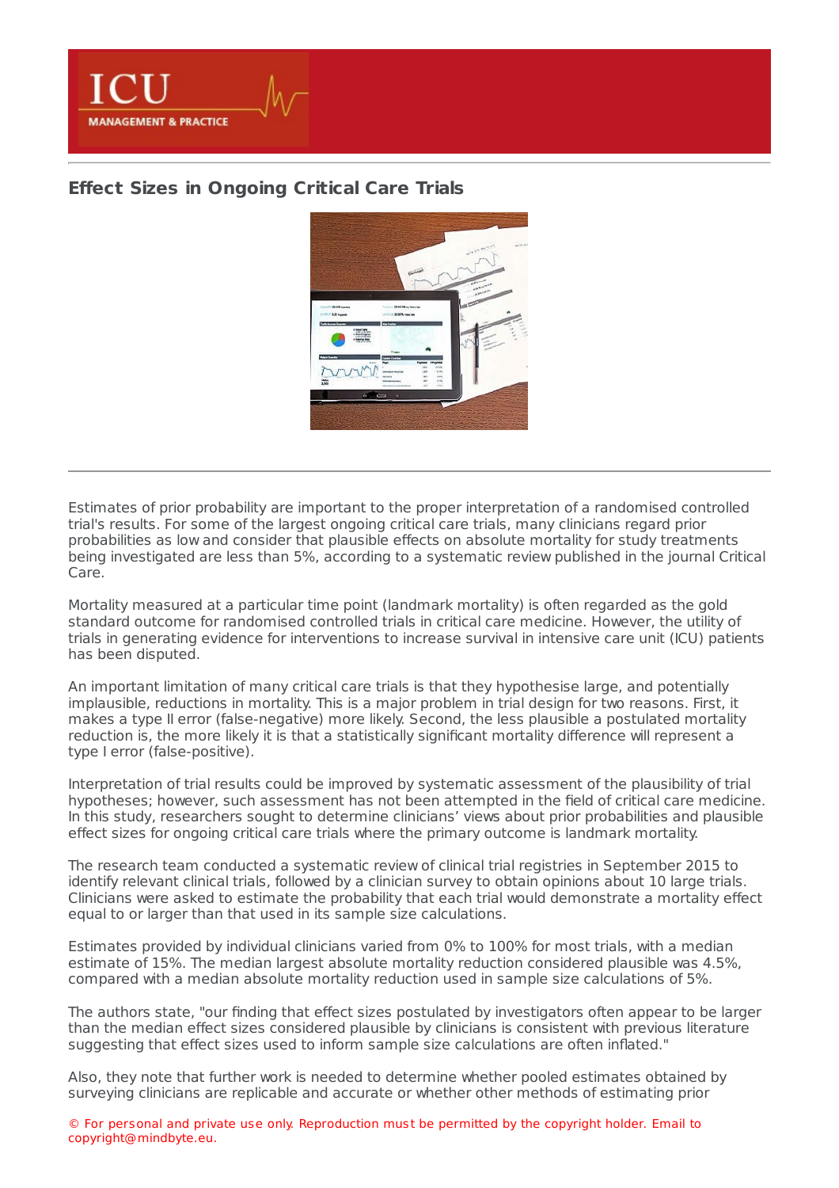# Effect Sizes in Ongoing Critical Care Trials

Estimates of prior probability are important to the proper interpretation of a randomised controlled trial's results. For some of the largest ongoing critical care trials, many clinicians regard prior probabilities as low and consider that plausible effects on absolute mortality for study treatments being investigated are less than 5%, according to a systematic review published in the journal Critical Care.

Mortality measured at a particular time point (landmark mortality) is often regarded as the gold standard outcome for randomised controlled trials in critical care medicine. However, the utility of trials in generating evidence for interventions to increase survival in intensive care unit (ICU) patients has been disputed.

An important limitation of many critical care trials is that they hypothesise large, and potentially implausible, reductions in mortality. This is a major problem in trial design for two reasons. First, it makes a type II error (false-negative) more likely. Second, the less plausible a postulated mortality reduction is, the more likely it is that a statistically significant mortality difference will represent a type I error (false-positive).

Interpretation of trial results could be improved by systematic assessment of the plausibility of trial hypotheses; however, such assessment has not been attempted in the field of critical care medicine. In this study, researchers sought to determine clinicians' views about prior probabilities and plausible effect sizes for ongoing critical care trials where the primary outcome is landmark mortality.

The research team conducted a systematic review of clinical trial registries in September 2015 to identify relevant clinical trials, followed by a clinician survey to obtain opinions about 10 large trials. Clinicians were asked to estimate the probability that each trial would demonstrate a mortality effect equal to or larger than that used in its sample size calculations.

Estimates provided by individual clinicians varied from 0% to 100% for most trials, with a median estimate of 15%. The median largest absolute mortality reduction considered plausible was 4.5%, compared with a median absolute mortality reduction used in sample size calculations of 5%.

The authors state, "our finding that effect sizes postulated by investigators often appear to be larger than the median effect sizes considered plausible by clinicians is consistent with previous literature suggesting that effect sizes used to inform sample size calculations are often inflated."

Also, they note that further work is needed to determine whether pooled estimates obtained by surveying clinicians are replicable and accurate or whether other methods of estimating prior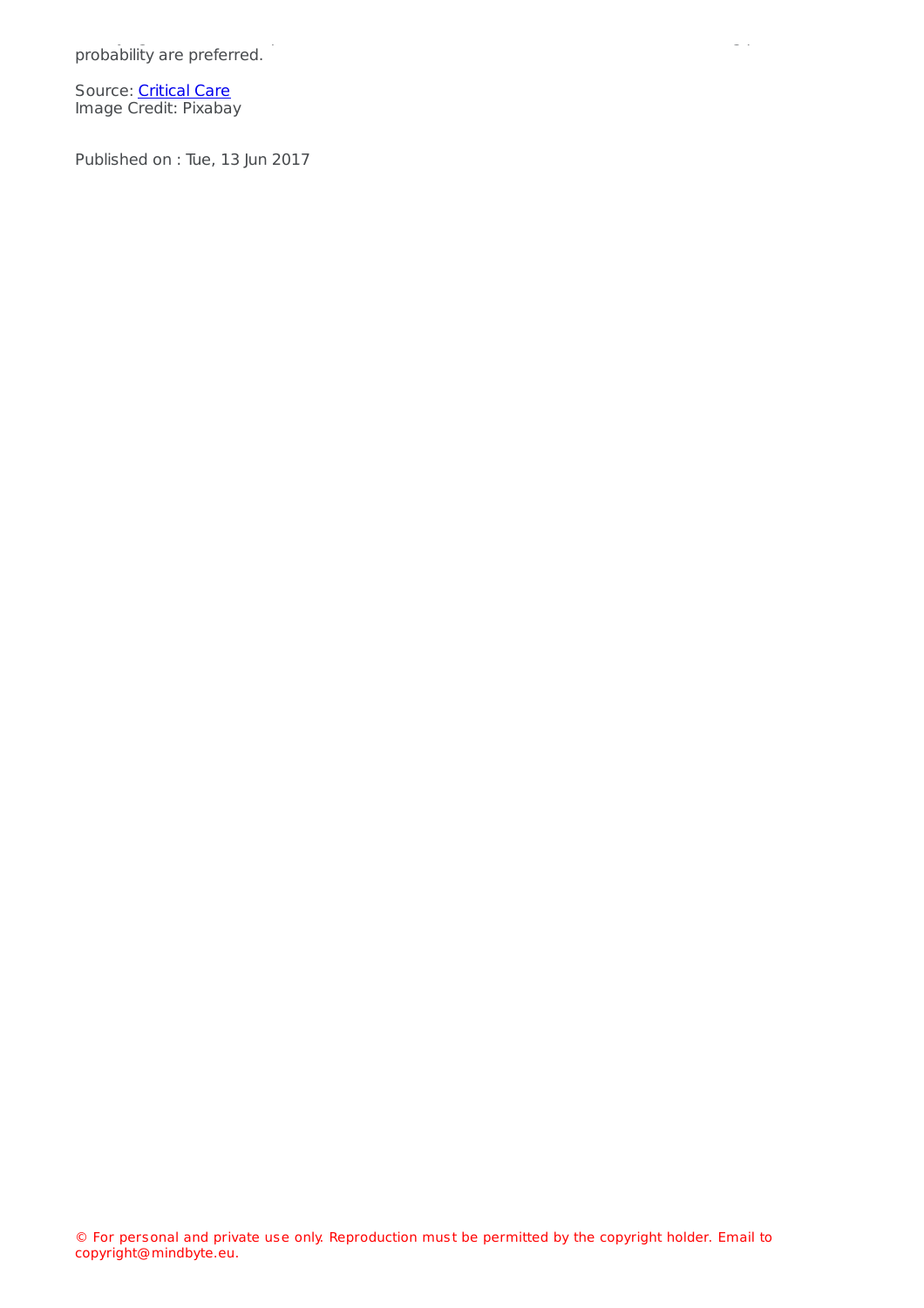probability are preferred.

Source: [Critical Care]
Image Credit: Pixabay

Published on : Tue, 13 Jun 2017

© For personal and private use only. Reproduction must be permitted by the copyright holder. Email to copyright@mindbyte.eu.